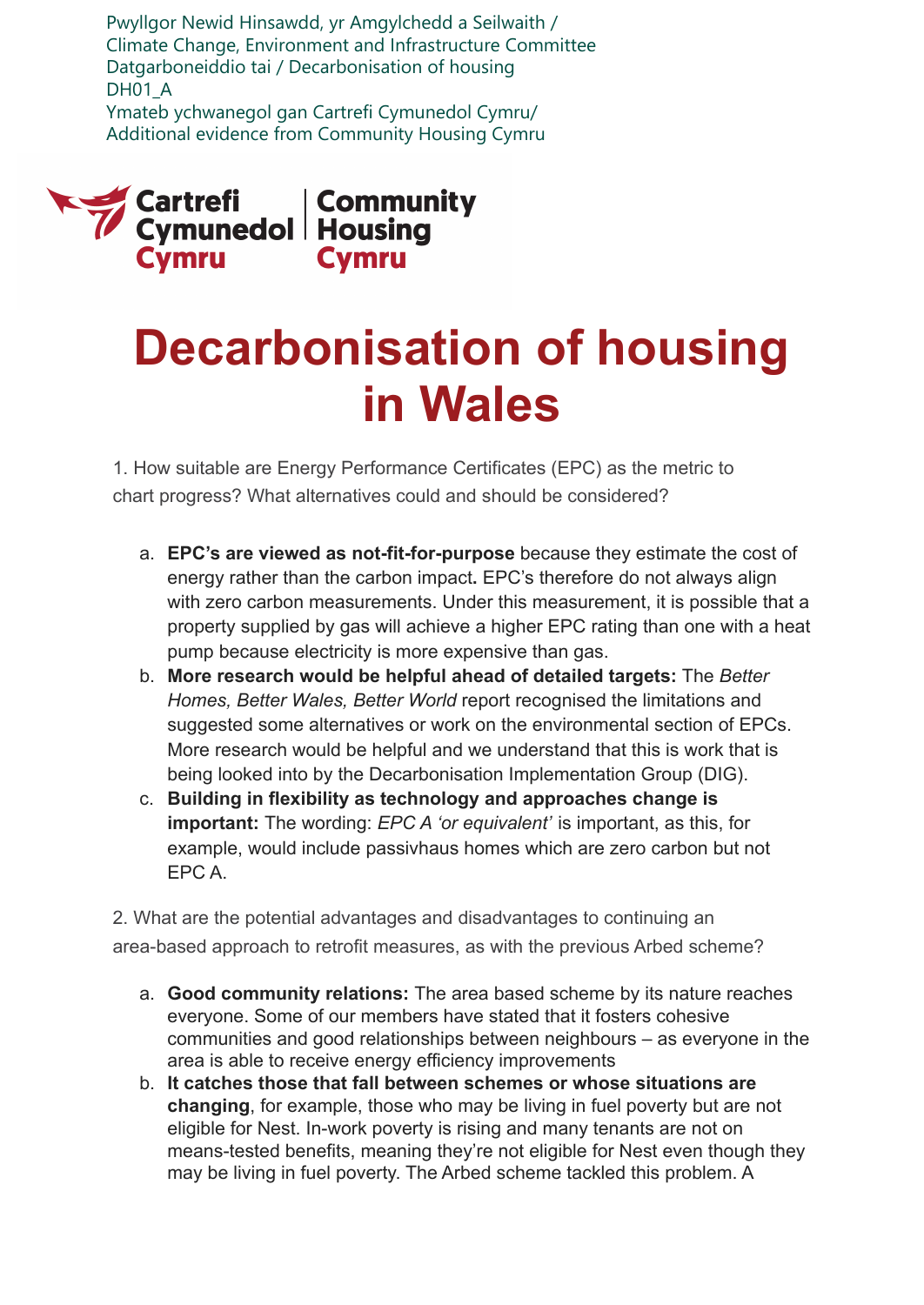Pwyllgor Newid Hinsawdd, yr Amgylchedd a Seilwaith /
Climate Change, Environment and Infrastructure Committee
Datgarboneiddio tai / Decarbonisation of housing
DH01_A
Ymateb ychwanegol gan Cartrefi Cymunedol Cymru/
Additional evidence from Community Housing Cymru

Cartrefi Cymunedol Cymru | Community Housing Cymru

# Decarbonisation of housing in Wales

1. How suitable are Energy Performance Certificates (EPC) as the metric to chart progress? What alternatives could and should be considered?

   a. **EPC's are viewed as not-fit-for-purpose** because they estimate the cost of energy rather than the carbon impact**.** EPC's therefore do not always align with zero carbon measurements. Under this measurement, it is possible that a property supplied by gas will achieve a higher EPC rating than one with a heat pump because electricity is more expensive than gas.
   b. **More research would be helpful ahead of detailed targets:** The *Better Homes, Better Wales, Better World* report recognised the limitations and suggested some alternatives or work on the environmental section of EPCs. More research would be helpful and we understand that this is work that is being looked into by the Decarbonisation Implementation Group (DIG).
   c. **Building in flexibility as technology and approaches change is important:** The wording: *EPC A 'or equivalent'* is important, as this, for example, would include passivhaus homes which are zero carbon but not EPC A.

2. What are the potential advantages and disadvantages to continuing an area-based approach to retrofit measures, as with the previous Arbed scheme?

   a. **Good community relations:** The area based scheme by its nature reaches everyone. Some of our members have stated that it fosters cohesive communities and good relationships between neighbours – as everyone in the area is able to receive energy efficiency improvements
   b. **It catches those that fall between schemes or whose situations are changing**, for example, those who may be living in fuel poverty but are not eligible for Nest. In-work poverty is rising and many tenants are not on means-tested benefits, meaning they're not eligible for Nest even though they may be living in fuel poverty. The Arbed scheme tackled this problem. A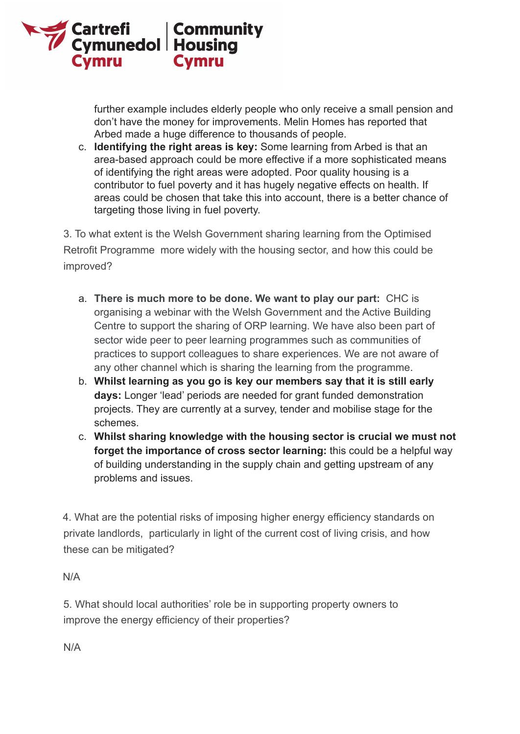further example includes elderly people who only receive a small pension and don't have the money for improvements. Melin Homes has reported that Arbed made a huge difference to thousands of people.

c. **Identifying the right areas is key:** Some learning from Arbed is that an area-based approach could be more effective if a more sophisticated means of identifying the right areas were adopted. Poor quality housing is a contributor to fuel poverty and it has hugely negative effects on health. If areas could be chosen that take this into account, there is a better chance of targeting those living in fuel poverty.

3. To what extent is the Welsh Government sharing learning from the Optimised Retrofit Programme more widely with the housing sector, and how this could be improved?

a. **There is much more to be done. We want to play our part:** CHC is organising a webinar with the Welsh Government and the Active Building Centre to support the sharing of ORP learning. We have also been part of sector wide peer to peer learning programmes such as communities of practices to support colleagues to share experiences. We are not aware of any other channel which is sharing the learning from the programme.

b. **Whilst learning as you go is key our members say that it is still early days:** Longer 'lead' periods are needed for grant funded demonstration projects. They are currently at a survey, tender and mobilise stage for the schemes.

c. **Whilst sharing knowledge with the housing sector is crucial we must not forget the importance of cross sector learning:** this could be a helpful way of building understanding in the supply chain and getting upstream of any problems and issues.

4. What are the potential risks of imposing higher energy efficiency standards on private landlords, particularly in light of the current cost of living crisis, and how these can be mitigated?

N/A

5. What should local authorities' role be in supporting property owners to improve the energy efficiency of their properties?

N/A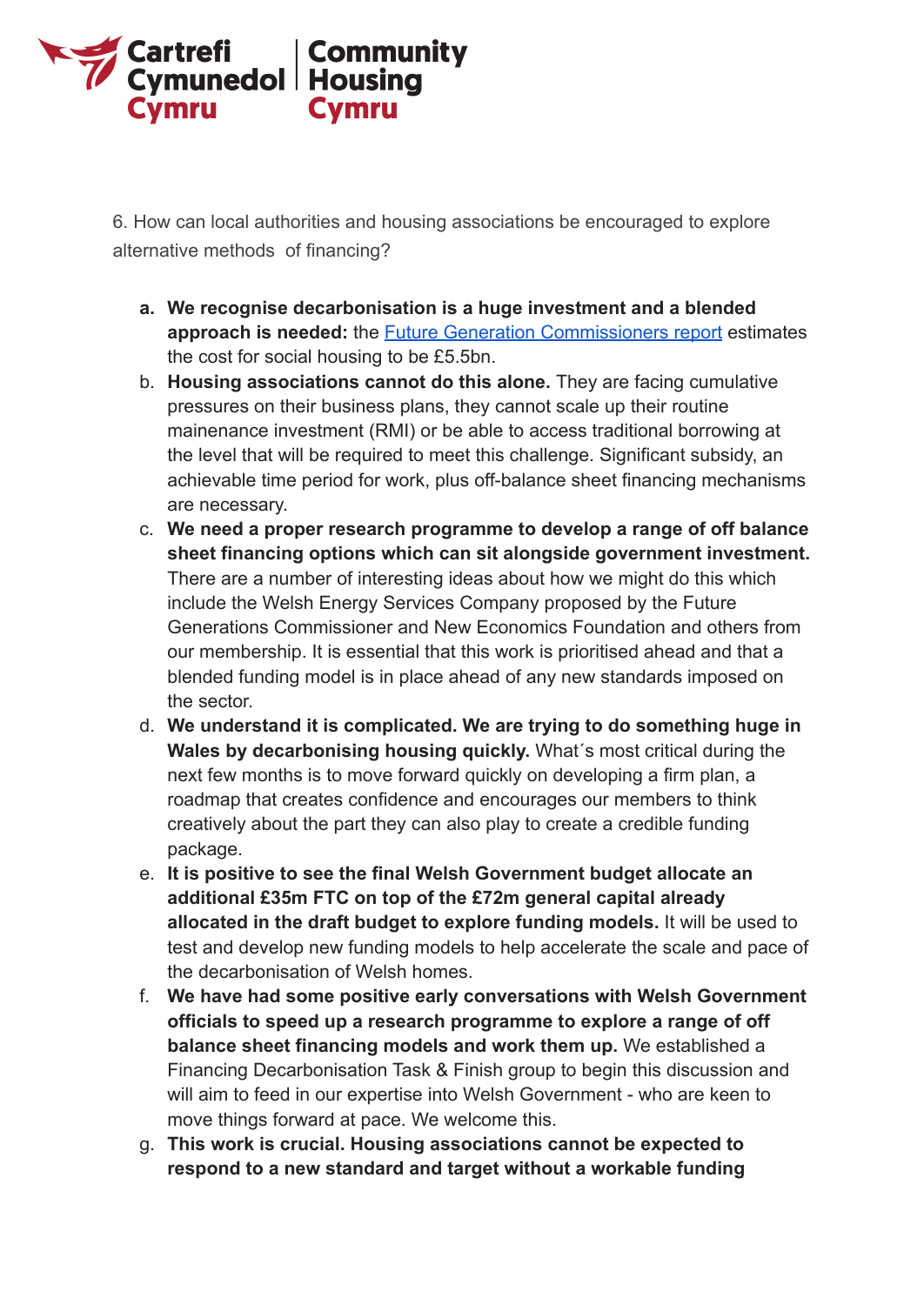6. How can local authorities and housing associations be encouraged to explore alternative methods of financing?

a. **We recognise decarbonisation is a huge investment and a blended approach is needed:** the [Future Generation Commissioners report]() estimates the cost for social housing to be £5.5bn.
b. **Housing associations cannot do this alone.** They are facing cumulative pressures on their business plans, they cannot scale up their routine mainenance investment (RMI) or be able to access traditional borrowing at the level that will be required to meet this challenge. Significant subsidy, an achievable time period for work, plus off-balance sheet financing mechanisms are necessary.
c. **We need a proper research programme to develop a range of off balance sheet financing options which can sit alongside government investment.** There are a number of interesting ideas about how we might do this which include the Welsh Energy Services Company proposed by the Future Generations Commissioner and New Economics Foundation and others from our membership. It is essential that this work is prioritised ahead and that a blended funding model is in place ahead of any new standards imposed on the sector.
d. **We understand it is complicated. We are trying to do something huge in Wales by decarbonising housing quickly.** What´s most critical during the next few months is to move forward quickly on developing a firm plan, a roadmap that creates confidence and encourages our members to think creatively about the part they can also play to create a credible funding package.
e. **It is positive to see the final Welsh Government budget allocate an additional £35m FTC on top of the £72m general capital already allocated in the draft budget to explore funding models.** It will be used to test and develop new funding models to help accelerate the scale and pace of the decarbonisation of Welsh homes.
f. **We have had some positive early conversations with Welsh Government officials to speed up a research programme to explore a range of off balance sheet financing models and work them up.** We established a Financing Decarbonisation Task & Finish group to begin this discussion and will aim to feed in our expertise into Welsh Government - who are keen to move things forward at pace. We welcome this.
g. **This work is crucial. Housing associations cannot be expected to respond to a new standard and target without a workable funding**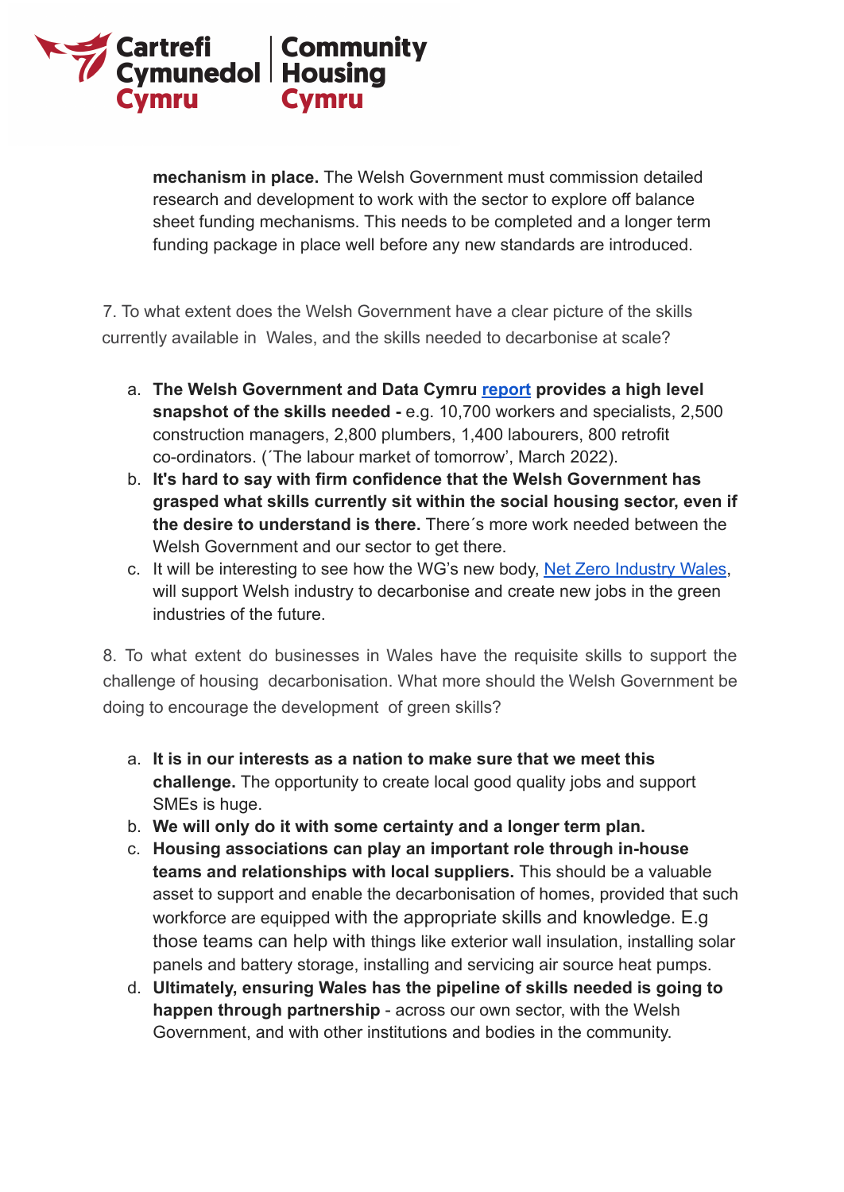**mechanism in place.** The Welsh Government must commission detailed research and development to work with the sector to explore off balance sheet funding mechanisms. This needs to be completed and a longer term funding package in place well before any new standards are introduced.

7. To what extent does the Welsh Government have a clear picture of the skills currently available in Wales, and the skills needed to decarbonise at scale?

a. **The Welsh Government and Data Cymru report provides a high level snapshot of the skills needed -** e.g. 10,700 workers and specialists, 2,500 construction managers, 2,800 plumbers, 1,400 labourers, 800 retrofit co-ordinators. (´The labour market of tomorrow', March 2022).

b. **It's hard to say with firm confidence that the Welsh Government has grasped what skills currently sit within the social housing sector, even if the desire to understand is there.** There´s more work needed between the Welsh Government and our sector to get there.

c. It will be interesting to see how the WG's new body, Net Zero Industry Wales, will support Welsh industry to decarbonise and create new jobs in the green industries of the future.

8. To what extent do businesses in Wales have the requisite skills to support the challenge of housing decarbonisation. What more should the Welsh Government be doing to encourage the development of green skills?

a. **It is in our interests as a nation to make sure that we meet this challenge.** The opportunity to create local good quality jobs and support SMEs is huge.

b. **We will only do it with some certainty and a longer term plan.**

c. **Housing associations can play an important role through in-house teams and relationships with local suppliers.** This should be a valuable asset to support and enable the decarbonisation of homes, provided that such workforce are equipped with the appropriate skills and knowledge. E.g those teams can help with things like exterior wall insulation, installing solar panels and battery storage, installing and servicing air source heat pumps.

d. **Ultimately, ensuring Wales has the pipeline of skills needed is going to happen through partnership** - across our own sector, with the Welsh Government, and with other institutions and bodies in the community.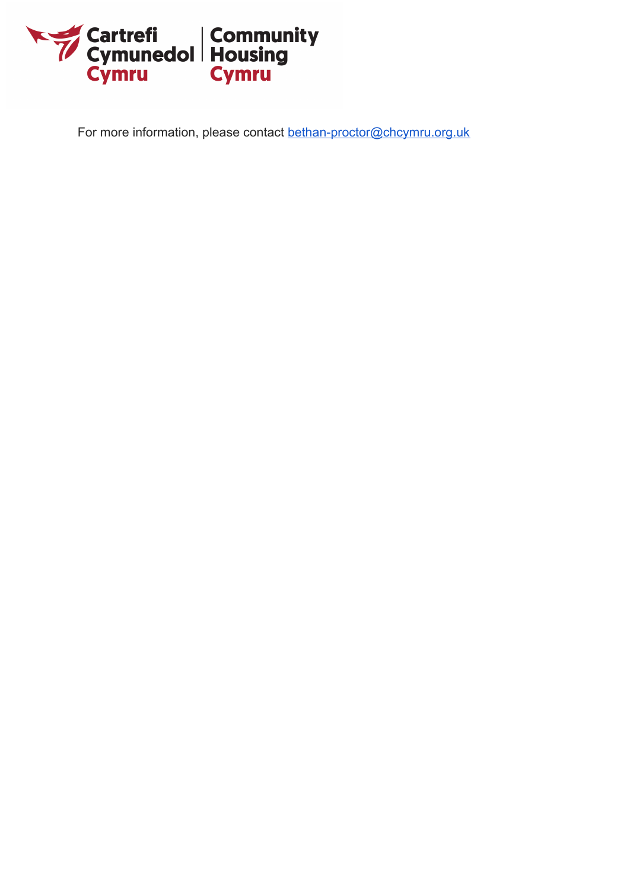Cartrefi Cymunedol Cymru | Community Housing Cymru

For more information, please contact bethan-proctor@chcymru.org.uk